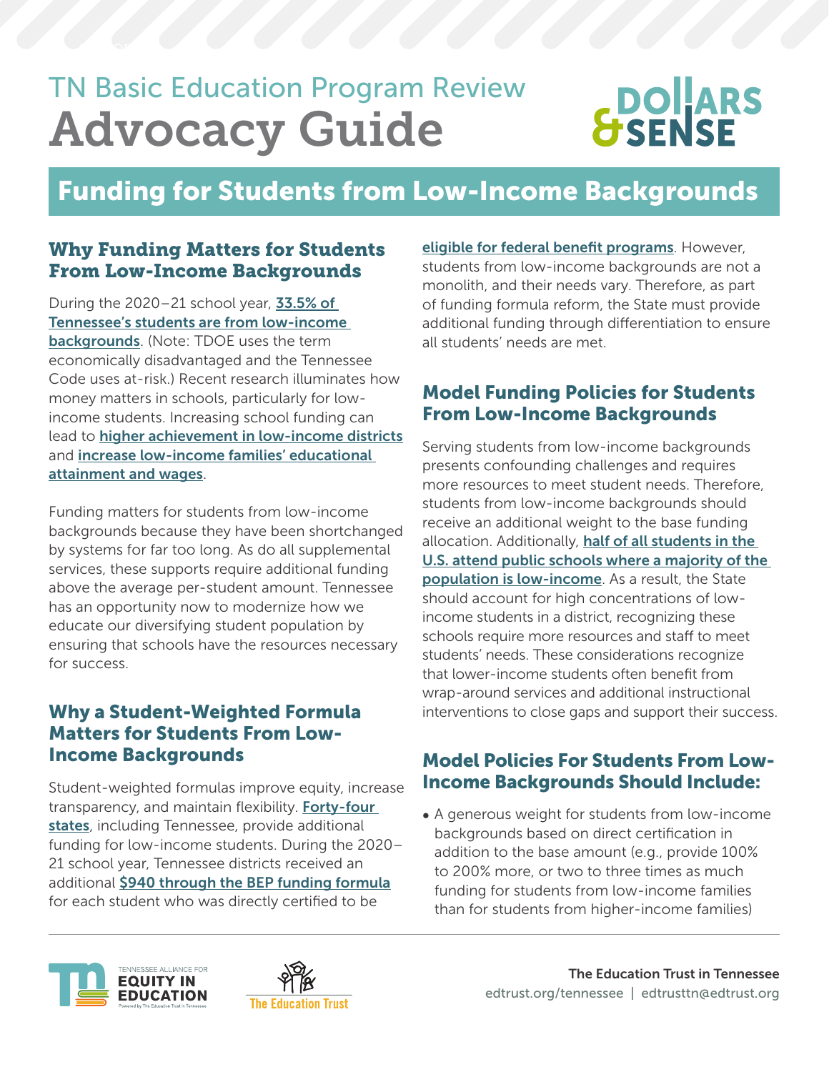# TN Basic Education Program Review
# Advocacy Guide

DOLLARS & SENSE

## Funding for Students from Low-Income Backgrounds

### Why Funding Matters for Students From Low-Income Backgrounds

During the 2020–21 school year, 33.5% of Tennessee's students are from low-income backgrounds. (Note: TDOE uses the term economically disadvantaged and the Tennessee Code uses at-risk.) Recent research illuminates how money matters in schools, particularly for low-income students. Increasing school funding can lead to higher achievement in low-income districts and increase low-income families' educational attainment and wages.

Funding matters for students from low-income backgrounds because they have been shortchanged by systems for far too long. As do all supplemental services, these supports require additional funding above the average per-student amount. Tennessee has an opportunity now to modernize how we educate our diversifying student population by ensuring that schools have the resources necessary for success.

### Why a Student-Weighted Formula Matters for Students From Low-Income Backgrounds

Student-weighted formulas improve equity, increase transparency, and maintain flexibility. Forty-four states, including Tennessee, provide additional funding for low-income students. During the 2020–21 school year, Tennessee districts received an additional $940 through the BEP funding formula for each student who was directly certified to be eligible for federal benefit programs. However, students from low-income backgrounds are not a monolith, and their needs vary. Therefore, as part of funding formula reform, the State must provide additional funding through differentiation to ensure all students' needs are met.

### Model Funding Policies for Students From Low-Income Backgrounds

Serving students from low-income backgrounds presents confounding challenges and requires more resources to meet student needs. Therefore, students from low-income backgrounds should receive an additional weight to the base funding allocation. Additionally, half of all students in the U.S. attend public schools where a majority of the population is low-income. As a result, the State should account for high concentrations of low-income students in a district, recognizing these schools require more resources and staff to meet students' needs. These considerations recognize that lower-income students often benefit from wrap-around services and additional instructional interventions to close gaps and support their success.

### Model Policies For Students From Low-Income Backgrounds Should Include:

- A generous weight for students from low-income backgrounds based on direct certification in addition to the base amount (e.g., provide 100% to 200% more, or two to three times as much funding for students from low-income families than for students from higher-income families)

Tennessee Alliance for Equity in Education — The Education Trust

The Education Trust in Tennessee
edtrust.org/tennessee | edtrusttn@edtrust.org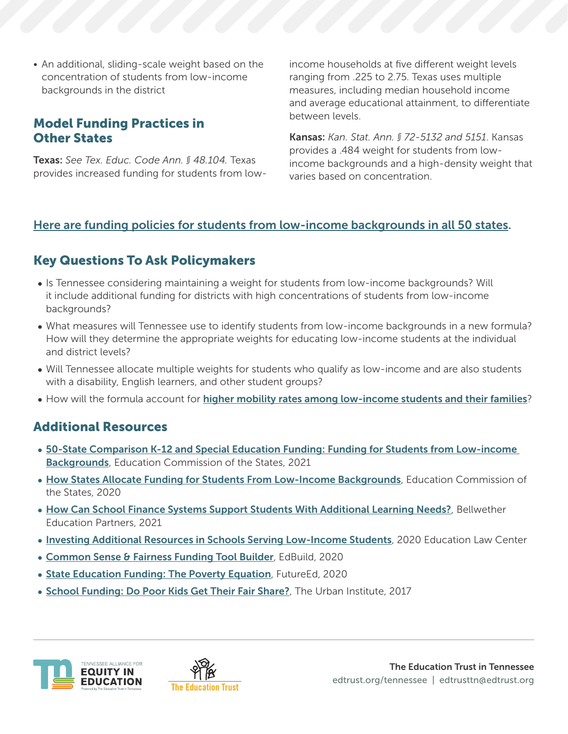- An additional, sliding-scale weight based on the concentration of students from low-income backgrounds in the district

## Model Funding Practices in Other States

**Texas:** *See Tex. Educ. Code Ann. § 48.104.* Texas provides increased funding for students from low-income households at five different weight levels ranging from .225 to 2.75. Texas uses multiple measures, including median household income and average educational attainment, to differentiate between levels.

**Kansas:** *Kan. Stat. Ann. § 72-5132 and 5151*. Kansas provides a .484 weight for students from low-income backgrounds and a high-density weight that varies based on concentration.

Here are funding policies for students from low-income backgrounds in all 50 states.

## Key Questions To Ask Policymakers

- Is Tennessee considering maintaining a weight for students from low-income backgrounds? Will it include additional funding for districts with high concentrations of students from low-income backgrounds?
- What measures will Tennessee use to identify students from low-income backgrounds in a new formula? How will they determine the appropriate weights for educating low-income students at the individual and district levels?
- Will Tennessee allocate multiple weights for students who qualify as low-income and are also students with a disability, English learners, and other student groups?
- How will the formula account for **higher mobility rates among low-income students and their families**?

## Additional Resources

- **50-State Comparison K-12 and Special Education Funding: Funding for Students from Low-income Backgrounds**, Education Commission of the States, 2021
- **How States Allocate Funding for Students From Low-Income Backgrounds**, Education Commission of the States, 2020
- **How Can School Finance Systems Support Students With Additional Learning Needs?**, Bellwether Education Partners, 2021
- **Investing Additional Resources in Schools Serving Low-Income Students**, 2020 Education Law Center
- **Common Sense & Fairness Funding Tool Builder**, EdBuild, 2020
- **State Education Funding: The Poverty Equation**, FutureEd, 2020
- **School Funding: Do Poor Kids Get Their Fair Share?**, The Urban Institute, 2017

Tennessee Alliance for Equity in Education

The Education Trust

**The Education Trust in Tennessee**
edtrust.org/tennessee | edtrusttn@edtrust.org